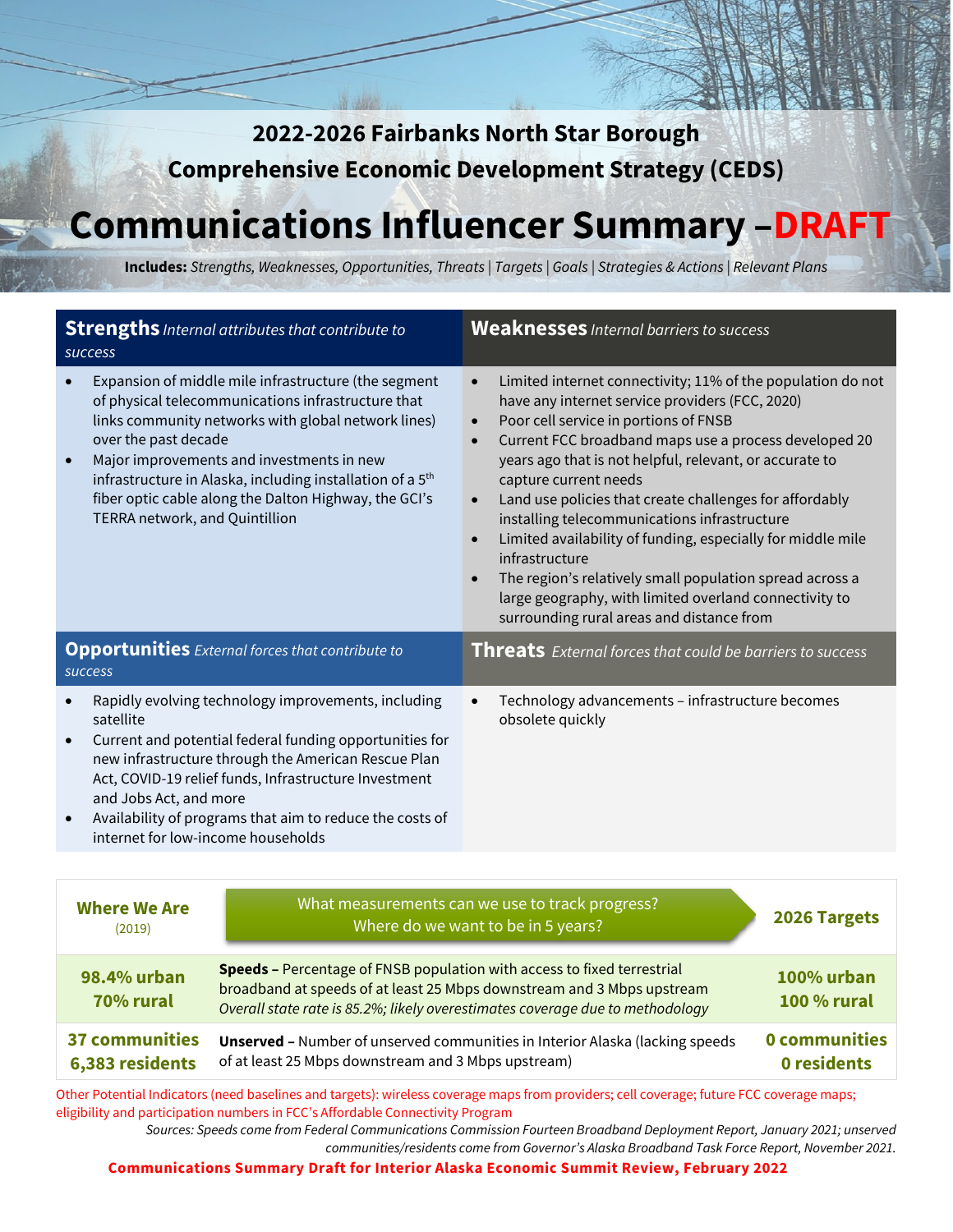## 2022-2026 Fairbanks North Star Borough Comprehensive Economic Development Strategy (CEDS)

# Communications Influencer Summary –DRAFT

**Includes:** *Strengths, Weaknesses, Opportunities, Threats | Targets | Goals | Strategies & Actions | Relevant Plans*

### Strengths *Internal attributes that contribute to success*

- Expansion of middle mile infrastructure (the segment of physical telecommunications infrastructure that links community networks with global network lines) over the past decade
- Major improvements and investments in new infrastructure in Alaska, including installation of a 5th fiber optic cable along the Dalton Highway, the GCI's TERRA network, and Quintillion

### Weaknesses *Internal barriers to success*

- Limited internet connectivity; 11% of the population do not have any internet service providers (FCC, 2020)
- Poor cell service in portions of FNSB
- Current FCC broadband maps use a process developed 20 years ago that is not helpful, relevant, or accurate to capture current needs
- Land use policies that create challenges for affordably installing telecommunications infrastructure
- Limited availability of funding, especially for middle mile infrastructure
- The region's relatively small population spread across a large geography, with limited overland connectivity to surrounding rural areas and distance from

### Opportunities *External forces that contribute to success*

- Rapidly evolving technology improvements, including satellite
- Current and potential federal funding opportunities for new infrastructure through the American Rescue Plan Act, COVID-19 relief funds, Infrastructure Investment and Jobs Act, and more
- Availability of programs that aim to reduce the costs of internet for low-income households

### Threats *External forces that could be barriers to success*

- Technology advancements – infrastructure becomes obsolete quickly

| Where We Are (2019) | What measurements can we use to track progress? Where do we want to be in 5 years? | 2026 Targets |
|---|---|---|
| **98.4% urban** **70% rural** | **Speeds –** Percentage of FNSB population with access to fixed terrestrial broadband at speeds of at least 25 Mbps downstream and 3 Mbps upstream *Overall state rate is 85.2%; likely overestimates coverage due to methodology* | **100% urban** **100 % rural** |
| **37 communities** **6,383 residents** | **Unserved –** Number of unserved communities in Interior Alaska (lacking speeds of at least 25 Mbps downstream and 3 Mbps upstream) | **0 communities** **0 residents** |

Other Potential Indicators (need baselines and targets): wireless coverage maps from providers; cell coverage; future FCC coverage maps; eligibility and participation numbers in FCC's Affordable Connectivity Program

*Sources: Speeds come from Federal Communications Commission Fourteen Broadband Deployment Report, January 2021; unserved communities/residents come from Governor's Alaska Broadband Task Force Report, November 2021.*

**Communications Summary Draft for Interior Alaska Economic Summit Review, February 2022**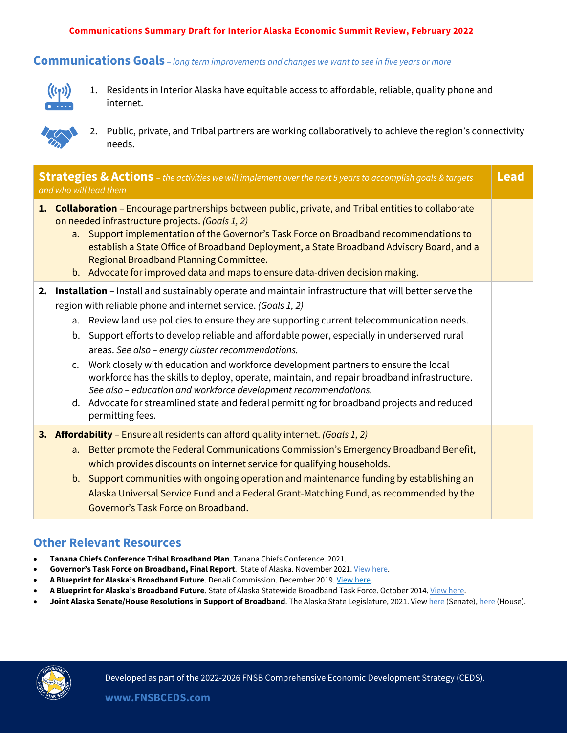**Communications Summary Draft for Interior Alaska Economic Summit Review, February 2022**

## Communications Goals – *long term improvements and changes we want to see in five years or more*

1. Residents in Interior Alaska have equitable access to affordable, reliable, quality phone and internet.
2. Public, private, and Tribal partners are working collaboratively to achieve the region's connectivity needs.

| **Strategies & Actions** – *the activities we will implement over the next 5 years to accomplish goals & targets and who will lead them* | **Lead** |
|---|---|
| **1. Collaboration** – Encourage partnerships between public, private, and Tribal entities to collaborate on needed infrastructure projects. *(Goals 1, 2)*<br>a. Support implementation of the Governor's Task Force on Broadband recommendations to establish a State Office of Broadband Deployment, a State Broadband Advisory Board, and a Regional Broadband Planning Committee.<br>b. Advocate for improved data and maps to ensure data-driven decision making. | |
| **2. Installation** – Install and sustainably operate and maintain infrastructure that will better serve the region with reliable phone and internet service. *(Goals 1, 2)*<br>a. Review land use policies to ensure they are supporting current telecommunication needs.<br>b. Support efforts to develop reliable and affordable power, especially in underserved rural areas. *See also – energy cluster recommendations.*<br>c. Work closely with education and workforce development partners to ensure the local workforce has the skills to deploy, operate, maintain, and repair broadband infrastructure. *See also – education and workforce development recommendations.*<br>d. Advocate for streamlined state and federal permitting for broadband projects and reduced permitting fees. | |
| **3. Affordability** – Ensure all residents can afford quality internet. *(Goals 1, 2)*<br>a. Better promote the Federal Communications Commission's Emergency Broadband Benefit, which provides discounts on internet service for qualifying households.<br>b. Support communities with ongoing operation and maintenance funding by establishing an Alaska Universal Service Fund and a Federal Grant-Matching Fund, as recommended by the Governor's Task Force on Broadband. | |

## Other Relevant Resources

- **Tanana Chiefs Conference Tribal Broadband Plan**. Tanana Chiefs Conference. 2021.
- **Governor's Task Force on Broadband, Final Report**. State of Alaska. November 2021. View here.
- **A Blueprint for Alaska's Broadband Future**. Denali Commission. December 2019. View here.
- **A Blueprint for Alaska's Broadband Future**. State of Alaska Statewide Broadband Task Force. October 2014. View here.
- **Joint Alaska Senate/House Resolutions in Support of Broadband**. The Alaska State Legislature, 2021. View here (Senate), here (House).

Developed as part of the 2022-2026 FNSB Comprehensive Economic Development Strategy (CEDS).

www.FNSBCEDS.com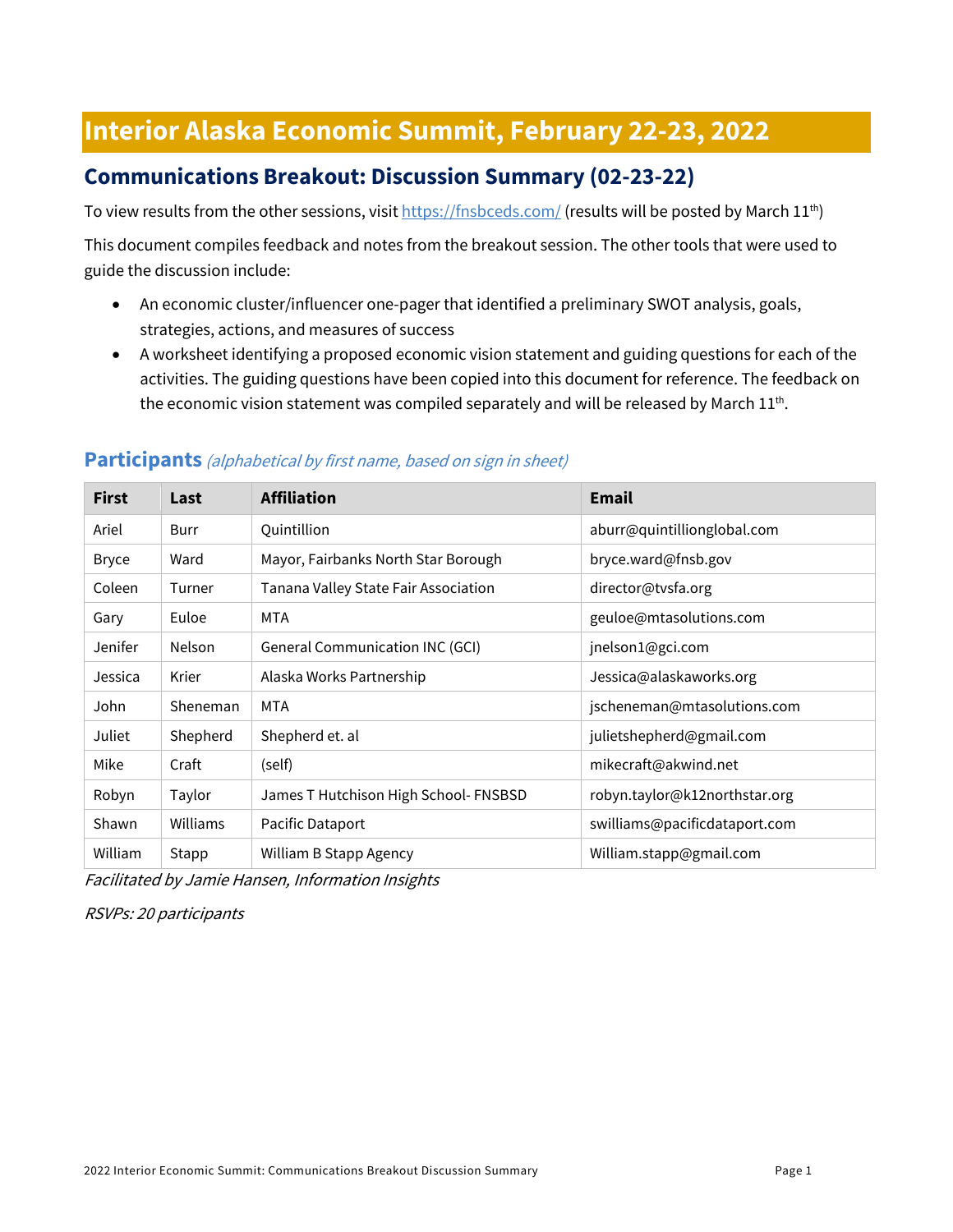# Interior Alaska Economic Summit, February 22-23, 2022

## Communications Breakout: Discussion Summary (02-23-22)

To view results from the other sessions, visit https://fnsbceds.com/ (results will be posted by March 11th)

This document compiles feedback and notes from the breakout session. The other tools that were used to guide the discussion include:

- An economic cluster/influencer one-pager that identified a preliminary SWOT analysis, goals, strategies, actions, and measures of success
- A worksheet identifying a proposed economic vision statement and guiding questions for each of the activities. The guiding questions have been copied into this document for reference. The feedback on the economic vision statement was compiled separately and will be released by March 11th.

### Participants *(alphabetical by first name, based on sign in sheet)*

| First | Last | Affiliation | Email |
|---|---|---|---|
| Ariel | Burr | Quintillion | aburr@quintillionglobal.com |
| Bryce | Ward | Mayor, Fairbanks North Star Borough | bryce.ward@fnsb.gov |
| Coleen | Turner | Tanana Valley State Fair Association | director@tvsfa.org |
| Gary | Euloe | MTA | geuloe@mtasolutions.com |
| Jenifer | Nelson | General Communication INC (GCI) | jnelson1@gci.com |
| Jessica | Krier | Alaska Works Partnership | Jessica@alaskaworks.org |
| John | Sheneman | MTA | jscheneman@mtasolutions.com |
| Juliet | Shepherd | Shepherd et. al | julietshepherd@gmail.com |
| Mike | Craft | (self) | mikecraft@akwind.net |
| Robyn | Taylor | James T Hutchison High School- FNSBSD | robyn.taylor@k12northstar.org |
| Shawn | Williams | Pacific Dataport | swilliams@pacificdataport.com |
| William | Stapp | William B Stapp Agency | William.stapp@gmail.com |

*Facilitated by Jamie Hansen, Information Insights*

*RSVPs: 20 participants*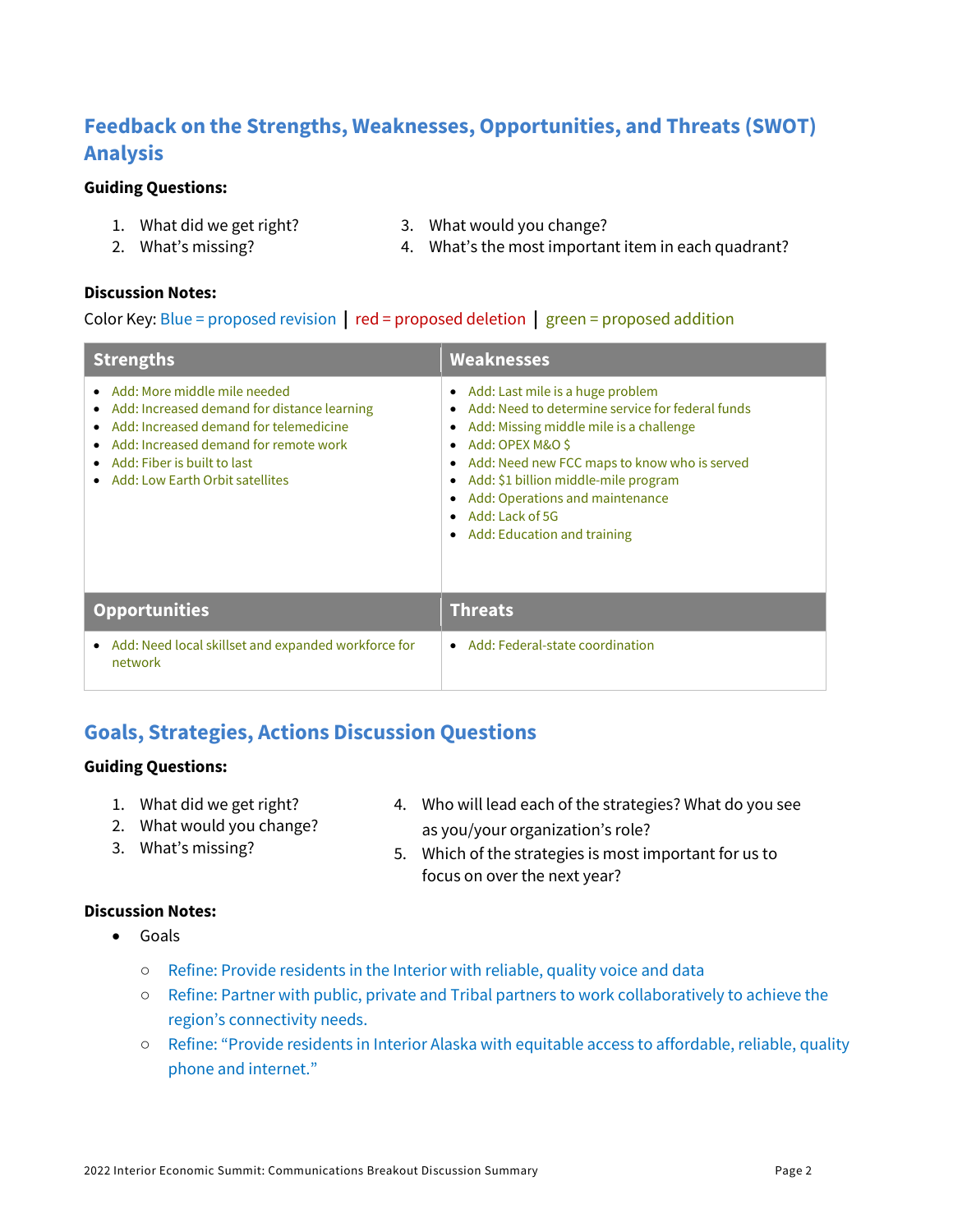## Feedback on the Strengths, Weaknesses, Opportunities, and Threats (SWOT) Analysis

**Guiding Questions:**

1. What did we get right?
2. What's missing?
3. What would you change?
4. What's the most important item in each quadrant?

**Discussion Notes:**

Color Key: Blue = proposed revision | red = proposed deletion | green = proposed addition

| Strengths | Weaknesses |
|---|---|
| • Add: More middle mile needed<br>• Add: Increased demand for distance learning<br>• Add: Increased demand for telemedicine<br>• Add: Increased demand for remote work<br>• Add: Fiber is built to last<br>• Add: Low Earth Orbit satellites | • Add: Last mile is a huge problem<br>• Add: Need to determine service for federal funds<br>• Add: Missing middle mile is a challenge<br>• Add: OPEX M&O $<br>• Add: Need new FCC maps to know who is served<br>• Add: $1 billion middle-mile program<br>• Add: Operations and maintenance<br>• Add: Lack of 5G<br>• Add: Education and training |
| **Opportunities** | **Threats** |
| • Add: Need local skillset and expanded workforce for network | • Add: Federal-state coordination |

## Goals, Strategies, Actions Discussion Questions

**Guiding Questions:**

1. What did we get right?
2. What would you change?
3. What's missing?
4. Who will lead each of the strategies? What do you see as you/your organization's role?
5. Which of the strategies is most important for us to focus on over the next year?

**Discussion Notes:**

- Goals
  - Refine: Provide residents in the Interior with reliable, quality voice and data
  - Refine: Partner with public, private and Tribal partners to work collaboratively to achieve the region's connectivity needs.
  - Refine: "Provide residents in Interior Alaska with equitable access to affordable, reliable, quality phone and internet."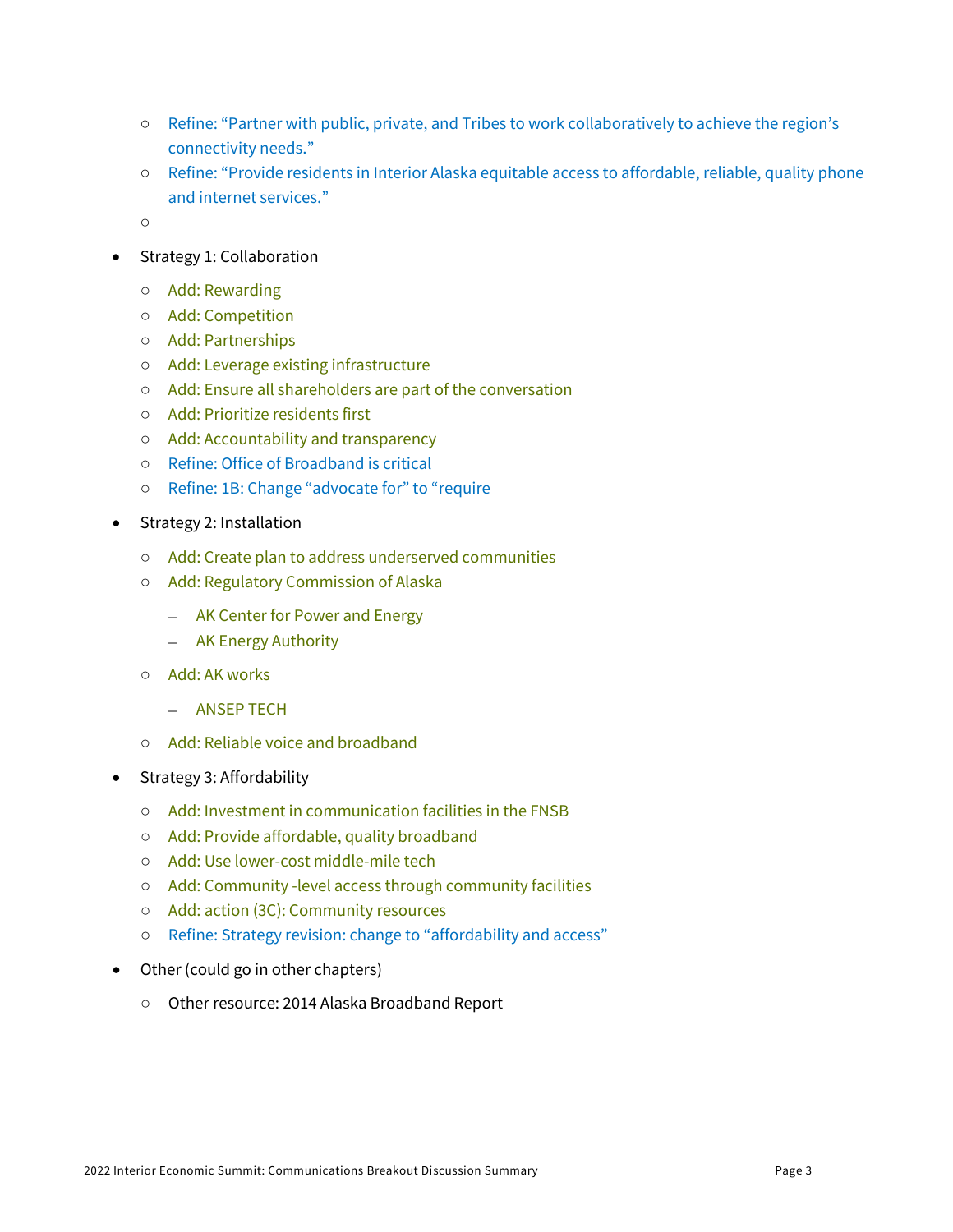- Refine: “Partner with public, private, and Tribes to work collaboratively to achieve the region’s connectivity needs.”
    - Refine: “Provide residents in Interior Alaska equitable access to affordable, reliable, quality phone and internet services.”
    - 

- Strategy 1: Collaboration
    - Add: Rewarding
    - Add: Competition
    - Add: Partnerships
    - Add: Leverage existing infrastructure
    - Add: Ensure all shareholders are part of the conversation
    - Add: Prioritize residents first
    - Add: Accountability and transparency
    - Refine: Office of Broadband is critical
    - Refine: 1B: Change “advocate for” to “require
- Strategy 2: Installation
    - Add: Create plan to address underserved communities
    - Add: Regulatory Commission of Alaska
        - AK Center for Power and Energy
        - AK Energy Authority
    - Add: AK works
        - ANSEP TECH
    - Add: Reliable voice and broadband
- Strategy 3: Affordability
    - Add: Investment in communication facilities in the FNSB
    - Add: Provide affordable, quality broadband
    - Add: Use lower-cost middle-mile tech
    - Add: Community -level access through community facilities
    - Add: action (3C): Community resources
    - Refine: Strategy revision: change to “affordability and access”
- Other (could go in other chapters)
    - Other resource: 2014 Alaska Broadband Report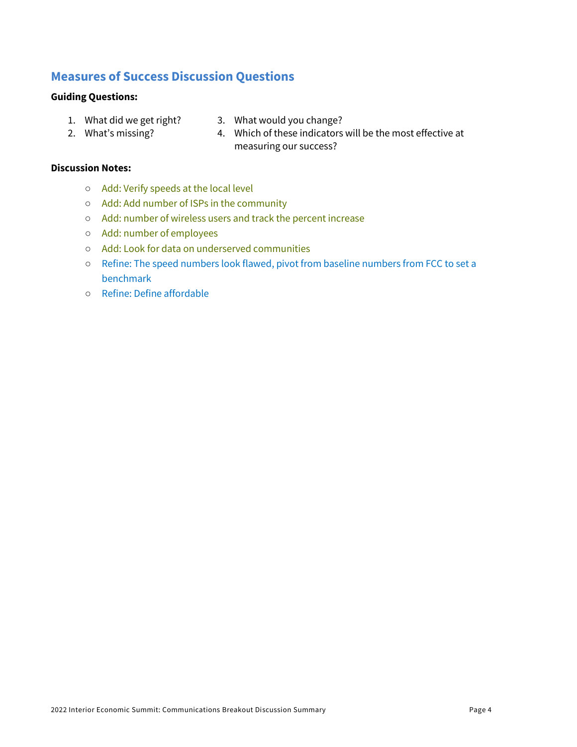## Measures of Success Discussion Questions

**Guiding Questions:**

1. What did we get right?
2. What's missing?
3. What would you change?
4. Which of these indicators will be the most effective at measuring our success?

**Discussion Notes:**

- Add: Verify speeds at the local level
- Add: Add number of ISPs in the community
- Add: number of wireless users and track the percent increase
- Add: number of employees
- Add: Look for data on underserved communities
- Refine: The speed numbers look flawed, pivot from baseline numbers from FCC to set a benchmark
- Refine: Define affordable